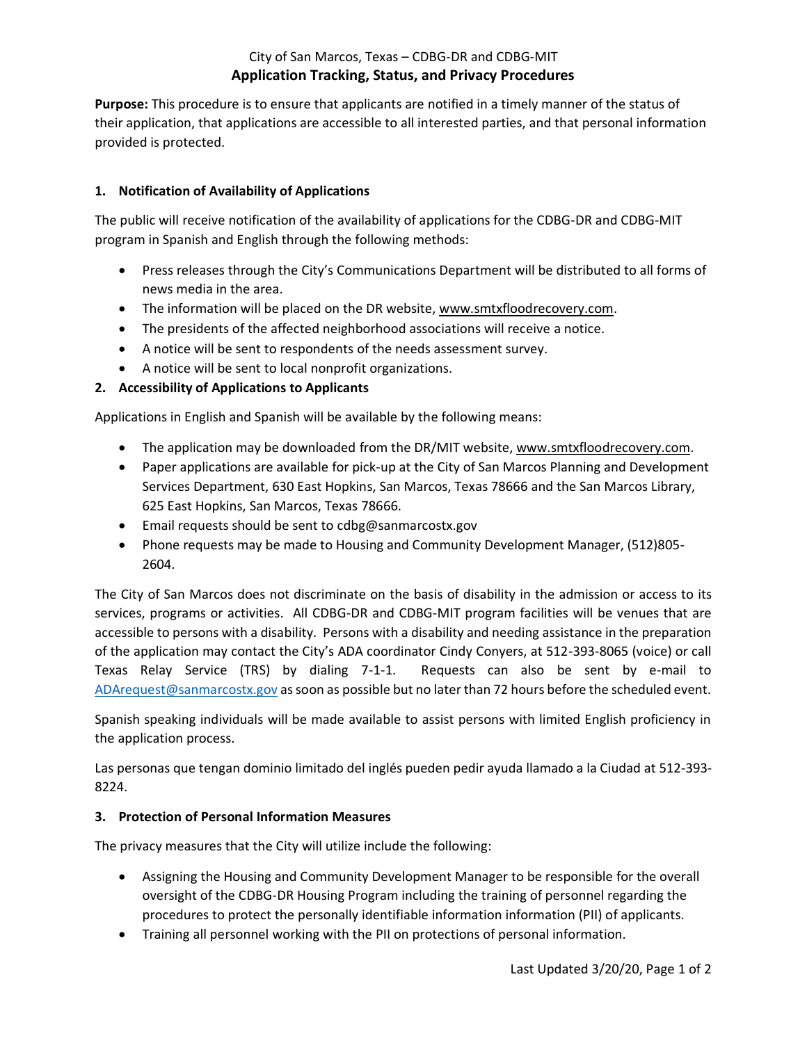City of San Marcos, Texas – CDBG-DR and CDBG-MIT

# Application Tracking, Status, and Privacy Procedures

**Purpose:** This procedure is to ensure that applicants are notified in a timely manner of the status of their application, that applications are accessible to all interested parties, and that personal information provided is protected.

## 1. Notification of Availability of Applications

The public will receive notification of the availability of applications for the CDBG-DR and CDBG-MIT program in Spanish and English through the following methods:

- Press releases through the City's Communications Department will be distributed to all forms of news media in the area.
- The information will be placed on the DR website, www.smtxfloodrecovery.com.
- The presidents of the affected neighborhood associations will receive a notice.
- A notice will be sent to respondents of the needs assessment survey.
- A notice will be sent to local nonprofit organizations.

## 2. Accessibility of Applications to Applicants

Applications in English and Spanish will be available by the following means:

- The application may be downloaded from the DR/MIT website, www.smtxfloodrecovery.com.
- Paper applications are available for pick-up at the City of San Marcos Planning and Development Services Department, 630 East Hopkins, San Marcos, Texas 78666 and the San Marcos Library, 625 East Hopkins, San Marcos, Texas 78666.
- Email requests should be sent to cdbg@sanmarcostx.gov
- Phone requests may be made to Housing and Community Development Manager, (512)805-2604.

The City of San Marcos does not discriminate on the basis of disability in the admission or access to its services, programs or activities. All CDBG-DR and CDBG-MIT program facilities will be venues that are accessible to persons with a disability. Persons with a disability and needing assistance in the preparation of the application may contact the City's ADA coordinator Cindy Conyers, at 512-393-8065 (voice) or call Texas Relay Service (TRS) by dialing 7-1-1. Requests can also be sent by e-mail to ADArequest@sanmarcostx.gov as soon as possible but no later than 72 hours before the scheduled event.

Spanish speaking individuals will be made available to assist persons with limited English proficiency in the application process.

Las personas que tengan dominio limitado del inglés pueden pedir ayuda llamado a la Ciudad at 512-393-8224.

## 3. Protection of Personal Information Measures

The privacy measures that the City will utilize include the following:

- Assigning the Housing and Community Development Manager to be responsible for the overall oversight of the CDBG-DR Housing Program including the training of personnel regarding the procedures to protect the personally identifiable information information (PII) of applicants.
- Training all personnel working with the PII on protections of personal information.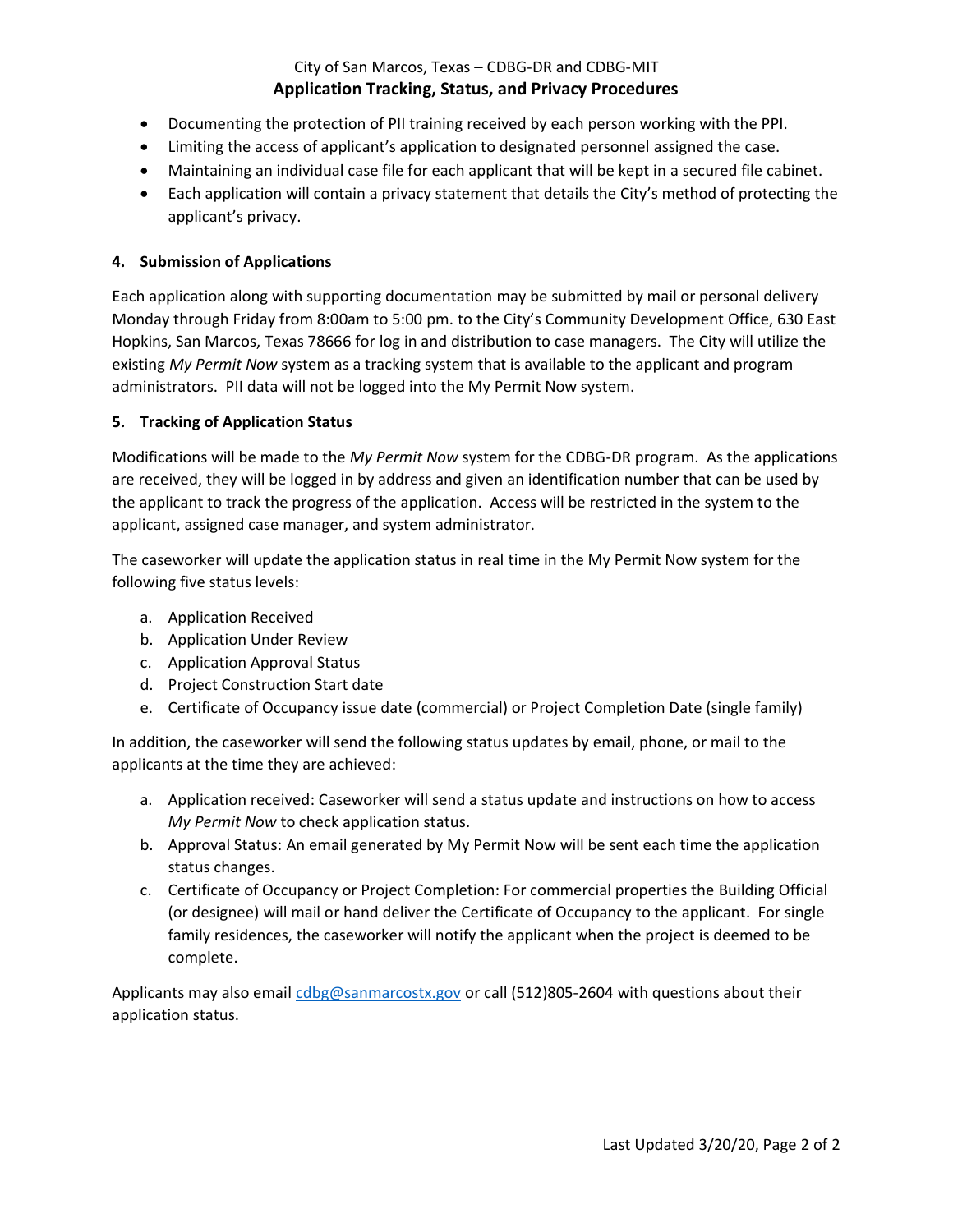- Documenting the protection of PII training received by each person working with the PPI.
- Limiting the access of applicant's application to designated personnel assigned the case.
- Maintaining an individual case file for each applicant that will be kept in a secured file cabinet.
- Each application will contain a privacy statement that details the City's method of protecting the applicant's privacy.

**4. Submission of Applications**

Each application along with supporting documentation may be submitted by mail or personal delivery Monday through Friday from 8:00am to 5:00 pm. to the City's Community Development Office, 630 East Hopkins, San Marcos, Texas 78666 for log in and distribution to case managers. The City will utilize the existing *My Permit Now* system as a tracking system that is available to the applicant and program administrators. PII data will not be logged into the My Permit Now system.

**5. Tracking of Application Status**

Modifications will be made to the *My Permit Now* system for the CDBG-DR program. As the applications are received, they will be logged in by address and given an identification number that can be used by the applicant to track the progress of the application. Access will be restricted in the system to the applicant, assigned case manager, and system administrator.

The caseworker will update the application status in real time in the My Permit Now system for the following five status levels:

a. Application Received
b. Application Under Review
c. Application Approval Status
d. Project Construction Start date
e. Certificate of Occupancy issue date (commercial) or Project Completion Date (single family)

In addition, the caseworker will send the following status updates by email, phone, or mail to the applicants at the time they are achieved:

a. Application received: Caseworker will send a status update and instructions on how to access *My Permit Now* to check application status.
b. Approval Status: An email generated by My Permit Now will be sent each time the application status changes.
c. Certificate of Occupancy or Project Completion: For commercial properties the Building Official (or designee) will mail or hand deliver the Certificate of Occupancy to the applicant. For single family residences, the caseworker will notify the applicant when the project is deemed to be complete.

Applicants may also email cdbg@sanmarcostx.gov or call (512)805-2604 with questions about their application status.